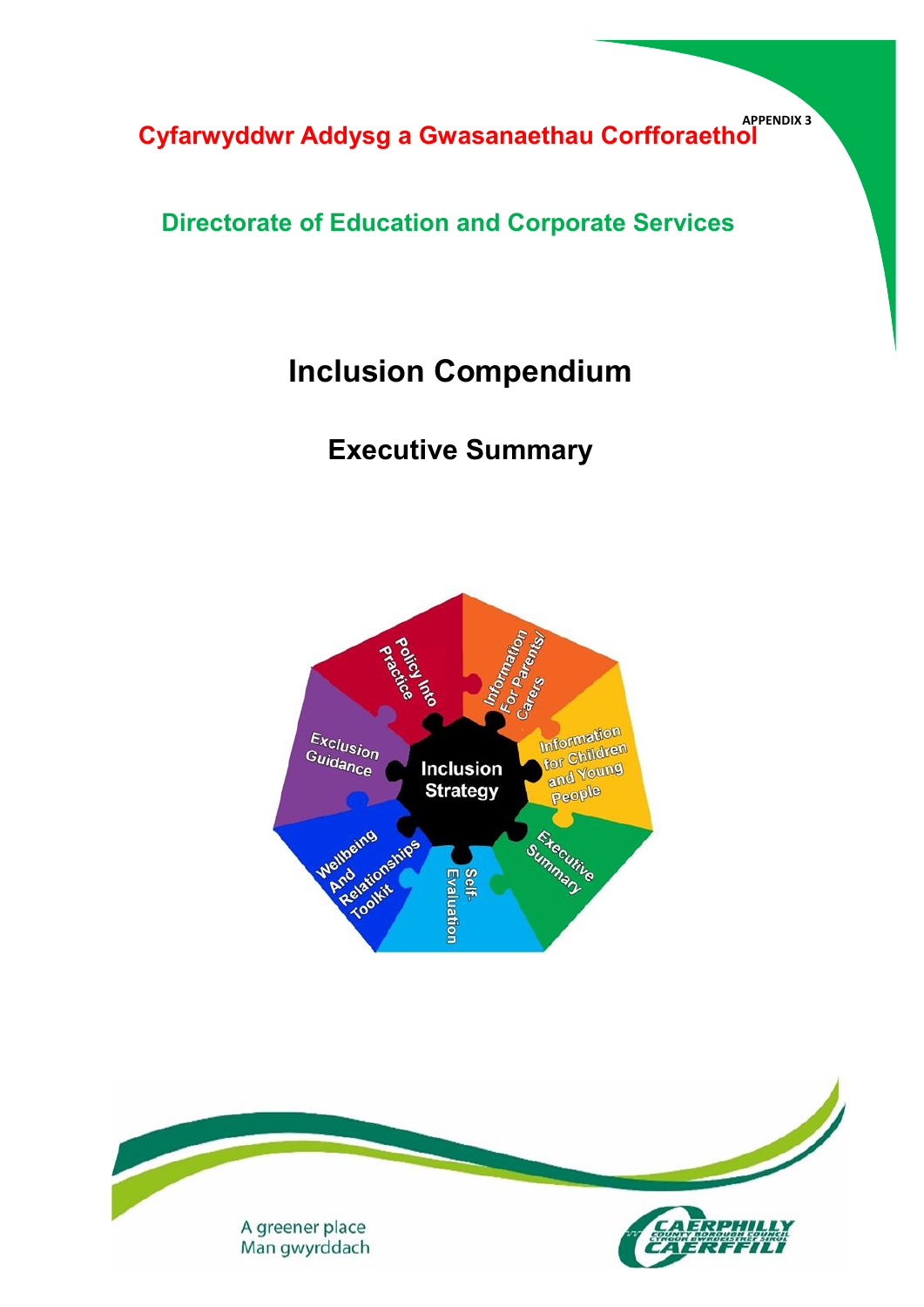APPENDIX 3

**Cyfarwyddwr Addysg a Gwasanaethau Corfforaethol**

**Directorate of Education and Corporate Services**

# Inclusion Compendium

## Executive Summary

Inclusion Strategy

Policy Into Practice

Information For Parents/ Carers

Information for Children and Young People

Executive Summary

Self-Evaluation

Wellbeing And Relationships Toolkit

Exclusion Guidance

A greener place
Man gwyrddach

CAERPHILLY COUNTY BOROUGH COUNCIL
CYNGOR BWRDEISTREF SIROL CAERFFILI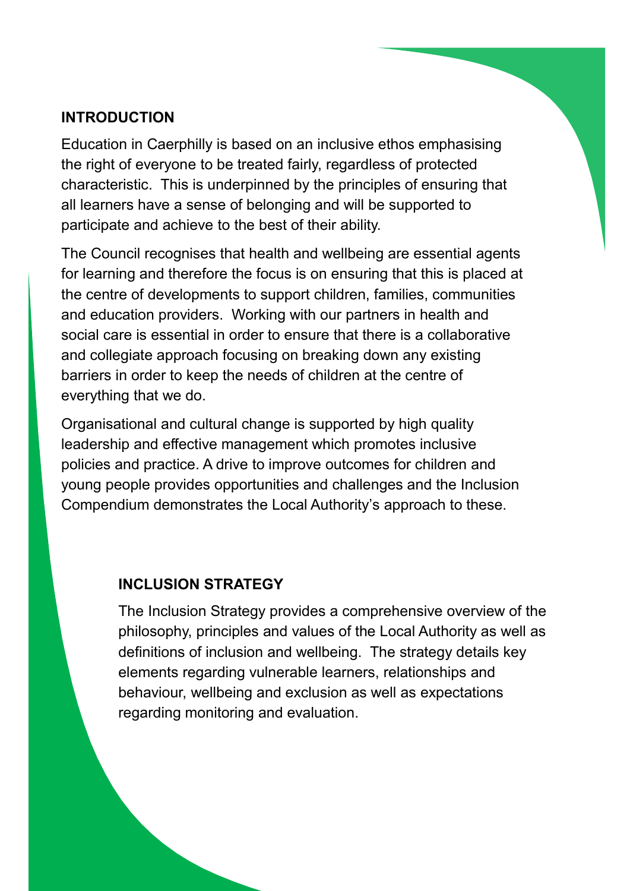## INTRODUCTION

Education in Caerphilly is based on an inclusive ethos emphasising the right of everyone to be treated fairly, regardless of protected characteristic. This is underpinned by the principles of ensuring that all learners have a sense of belonging and will be supported to participate and achieve to the best of their ability.

The Council recognises that health and wellbeing are essential agents for learning and therefore the focus is on ensuring that this is placed at the centre of developments to support children, families, communities and education providers. Working with our partners in health and social care is essential in order to ensure that there is a collaborative and collegiate approach focusing on breaking down any existing barriers in order to keep the needs of children at the centre of everything that we do.

Organisational and cultural change is supported by high quality leadership and effective management which promotes inclusive policies and practice. A drive to improve outcomes for children and young people provides opportunities and challenges and the Inclusion Compendium demonstrates the Local Authority's approach to these.

## INCLUSION STRATEGY

The Inclusion Strategy provides a comprehensive overview of the philosophy, principles and values of the Local Authority as well as definitions of inclusion and wellbeing. The strategy details key elements regarding vulnerable learners, relationships and behaviour, wellbeing and exclusion as well as expectations regarding monitoring and evaluation.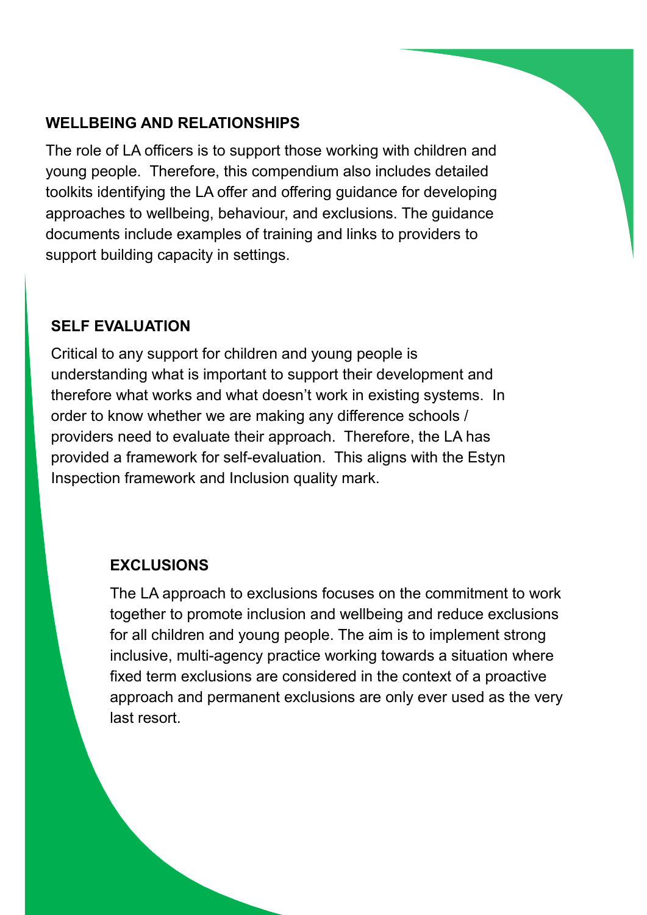## WELLBEING AND RELATIONSHIPS

The role of LA officers is to support those working with children and young people. Therefore, this compendium also includes detailed toolkits identifying the LA offer and offering guidance for developing approaches to wellbeing, behaviour, and exclusions. The guidance documents include examples of training and links to providers to support building capacity in settings.

## SELF EVALUATION

Critical to any support for children and young people is understanding what is important to support their development and therefore what works and what doesn't work in existing systems. In order to know whether we are making any difference schools / providers need to evaluate their approach. Therefore, the LA has provided a framework for self-evaluation. This aligns with the Estyn Inspection framework and Inclusion quality mark.

## EXCLUSIONS

The LA approach to exclusions focuses on the commitment to work together to promote inclusion and wellbeing and reduce exclusions for all children and young people. The aim is to implement strong inclusive, multi-agency practice working towards a situation where fixed term exclusions are considered in the context of a proactive approach and permanent exclusions are only ever used as the very last resort.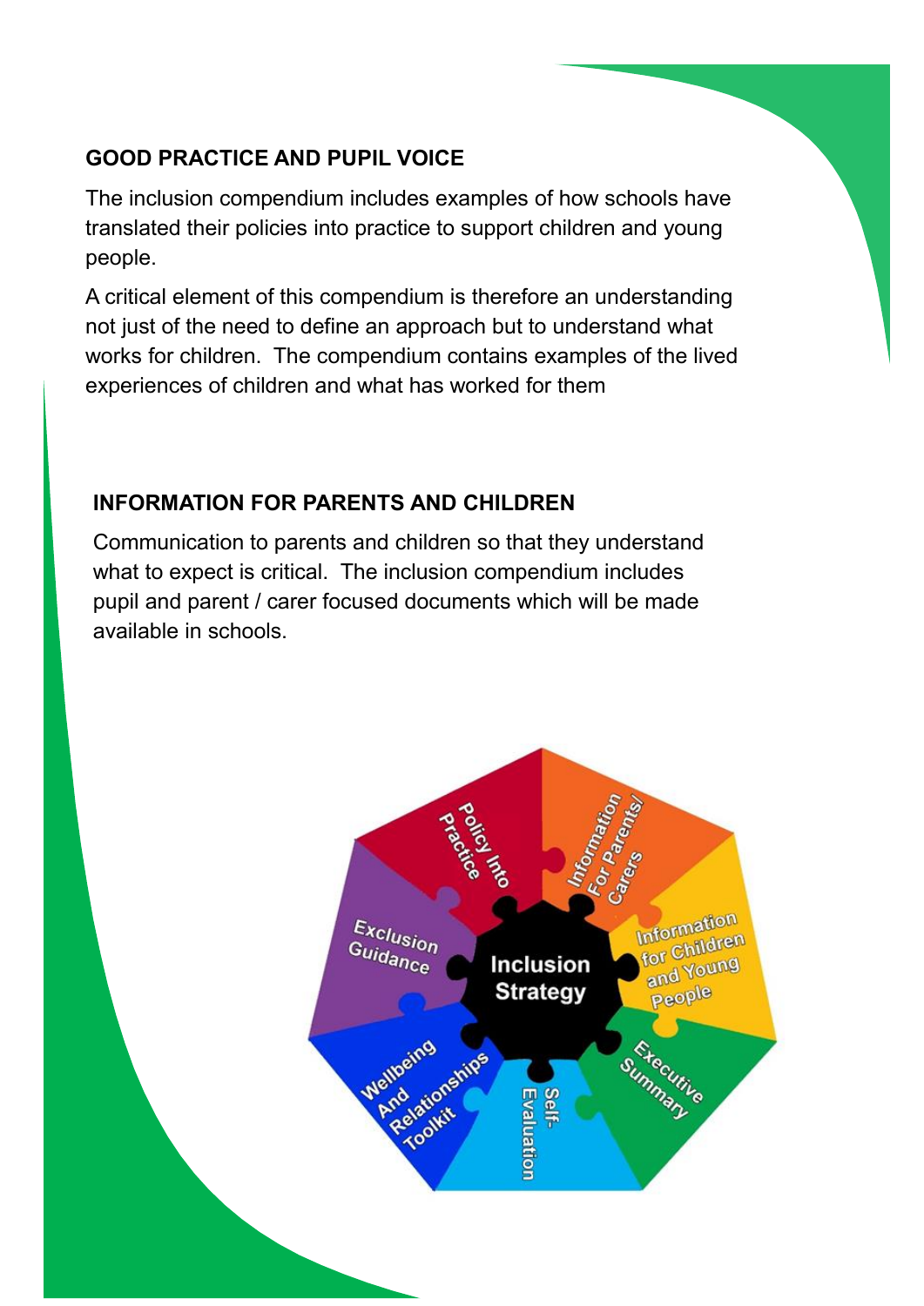## GOOD PRACTICE AND PUPIL VOICE

The inclusion compendium includes examples of how schools have translated their policies into practice to support children and young people.

A critical element of this compendium is therefore an understanding not just of the need to define an approach but to understand what works for children. The compendium contains examples of the lived experiences of children and what has worked for them

## INFORMATION FOR PARENTS AND CHILDREN

Communication to parents and children so that they understand what to expect is critical. The inclusion compendium includes pupil and parent / carer focused documents which will be made available in schools.

Inclusion Strategy

Policy Into Practice

Information For Parents/ Carers

Information for Children and Young People

Executive Summary

Self-Evaluation

Wellbeing And Relationships Toolkit

Exclusion Guidance